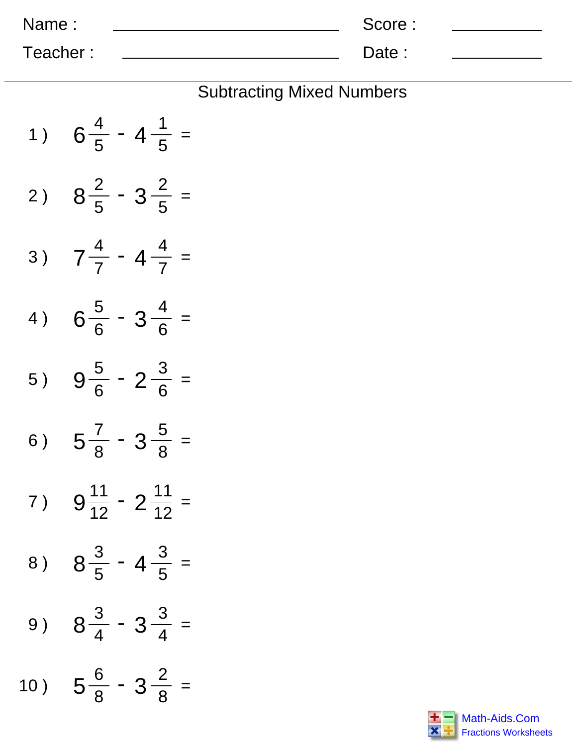Name : ____________________________ Score : __________

Teacher : ____________________________ Date : __________

## Subtracting Mixed Numbers

1 ) $6\frac{4}{5} - 4\frac{1}{5} =$

2 ) $8\frac{2}{5} - 3\frac{2}{5} =$

3 ) $7\frac{4}{7} - 4\frac{4}{7} =$

4 ) $6\frac{5}{6} - 3\frac{4}{6} =$

5 ) $9\frac{5}{6} - 2\frac{3}{6} =$

6 ) $5\frac{7}{8} - 3\frac{5}{8} =$

7 ) $9\frac{11}{12} - 2\frac{11}{12} =$

8 ) $8\frac{3}{5} - 4\frac{3}{5} =$

9 ) $8\frac{3}{4} - 3\frac{3}{4} =$

10 ) $5\frac{6}{8} - 3\frac{2}{8} =$

Math-Aids.Com
Fractions Worksheets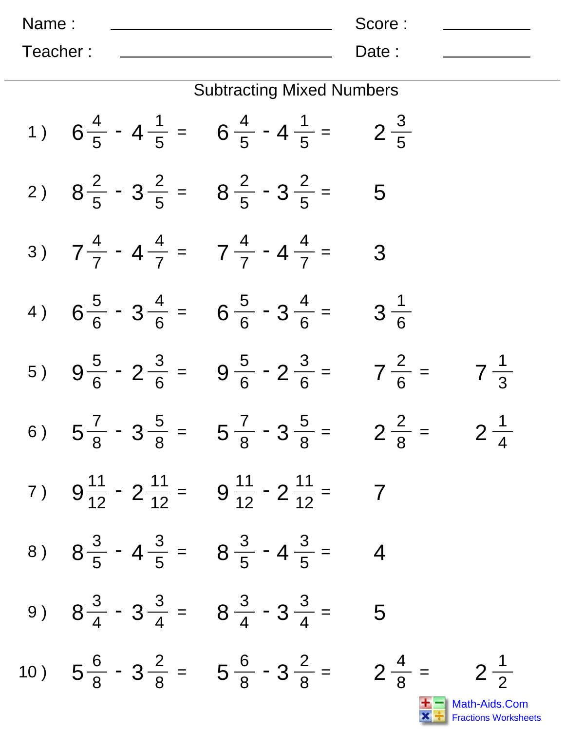Name : ____________________ Score : __________

Teacher : ____________________ Date : __________

## Subtracting Mixed Numbers

1 ) $6\frac{4}{5} - 4\frac{1}{5} = \quad 6\frac{4}{5} - 4\frac{1}{5} = \quad 2\frac{3}{5}$

2 ) $8\frac{2}{5} - 3\frac{2}{5} = \quad 8\frac{2}{5} - 3\frac{2}{5} = \quad 5$

3 ) $7\frac{4}{7} - 4\frac{4}{7} = \quad 7\frac{4}{7} - 4\frac{4}{7} = \quad 3$

4 ) $6\frac{5}{6} - 3\frac{4}{6} = \quad 6\frac{5}{6} - 3\frac{4}{6} = \quad 3\frac{1}{6}$

5 ) $9\frac{5}{6} - 2\frac{3}{6} = \quad 9\frac{5}{6} - 2\frac{3}{6} = \quad 7\frac{2}{6} = \quad 7\frac{1}{3}$

6 ) $5\frac{7}{8} - 3\frac{5}{8} = \quad 5\frac{7}{8} - 3\frac{5}{8} = \quad 2\frac{2}{8} = \quad 2\frac{1}{4}$

7 ) $9\frac{11}{12} - 2\frac{11}{12} = \quad 9\frac{11}{12} - 2\frac{11}{12} = \quad 7$

8 ) $8\frac{3}{5} - 4\frac{3}{5} = \quad 8\frac{3}{5} - 4\frac{3}{5} = \quad 4$

9 ) $8\frac{3}{4} - 3\frac{3}{4} = \quad 8\frac{3}{4} - 3\frac{3}{4} = \quad 5$

10 ) $5\frac{6}{8} - 3\frac{2}{8} = \quad 5\frac{6}{8} - 3\frac{2}{8} = \quad 2\frac{4}{8} = \quad 2\frac{1}{2}$

Math-Aids.Com
Fractions Worksheets